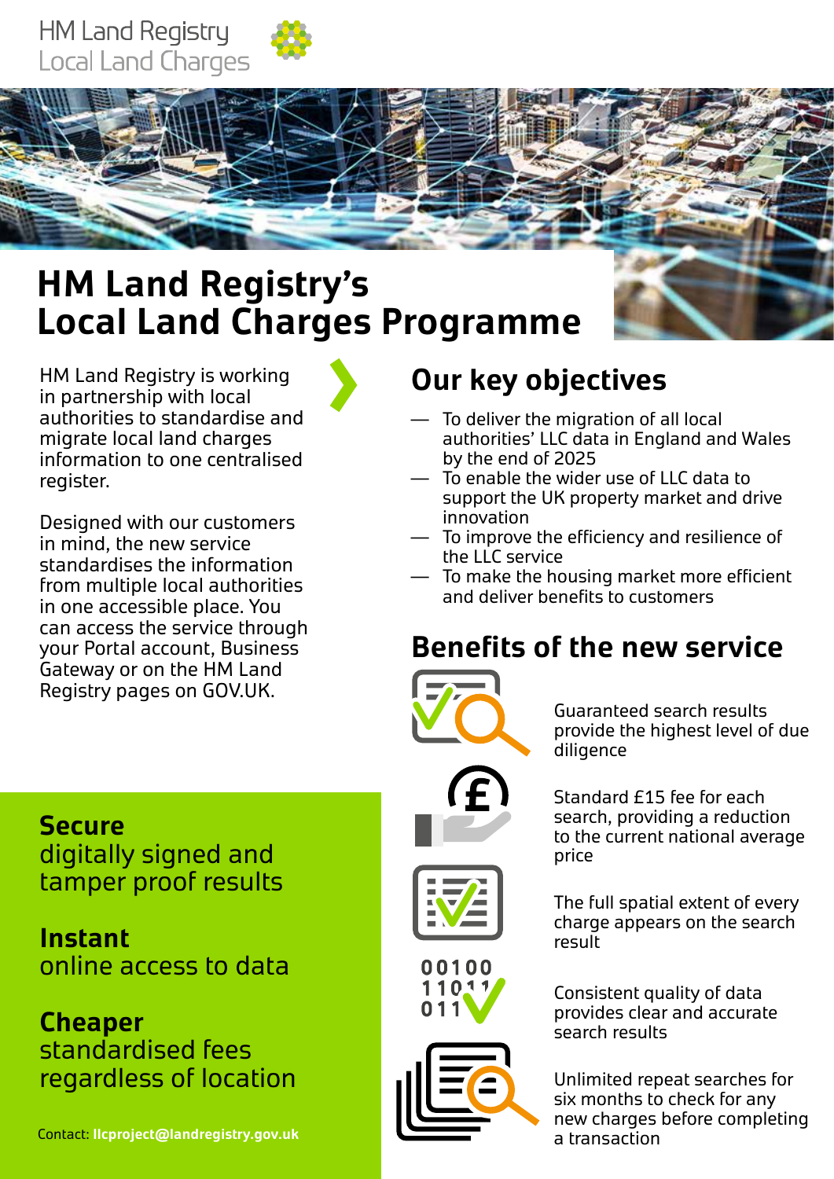HM Land Registry
Local Land Charges

# HM Land Registry's Local Land Charges Programme

HM Land Registry is working in partnership with local authorities to standardise and migrate local land charges information to one centralised register.

Designed with our customers in mind, the new service standardises the information from multiple local authorities in one accessible place. You can access the service through your Portal account, Business Gateway or on the HM Land Registry pages on GOV.UK.

**Secure**
digitally signed and tamper proof results

**Instant**
online access to data

**Cheaper**
standardised fees regardless of location

Contact: **llcproject@landregistry.gov.uk**

## Our key objectives

- To deliver the migration of all local authorities' LLC data in England and Wales by the end of 2025
- To enable the wider use of LLC data to support the UK property market and drive innovation
- To improve the efficiency and resilience of the LLC service
- To make the housing market more efficient and deliver benefits to customers

## Benefits of the new service

Guaranteed search results provide the highest level of due diligence

Standard £15 fee for each search, providing a reduction to the current national average price

The full spatial extent of every charge appears on the search result

Consistent quality of data provides clear and accurate search results

Unlimited repeat searches for six months to check for any new charges before completing a transaction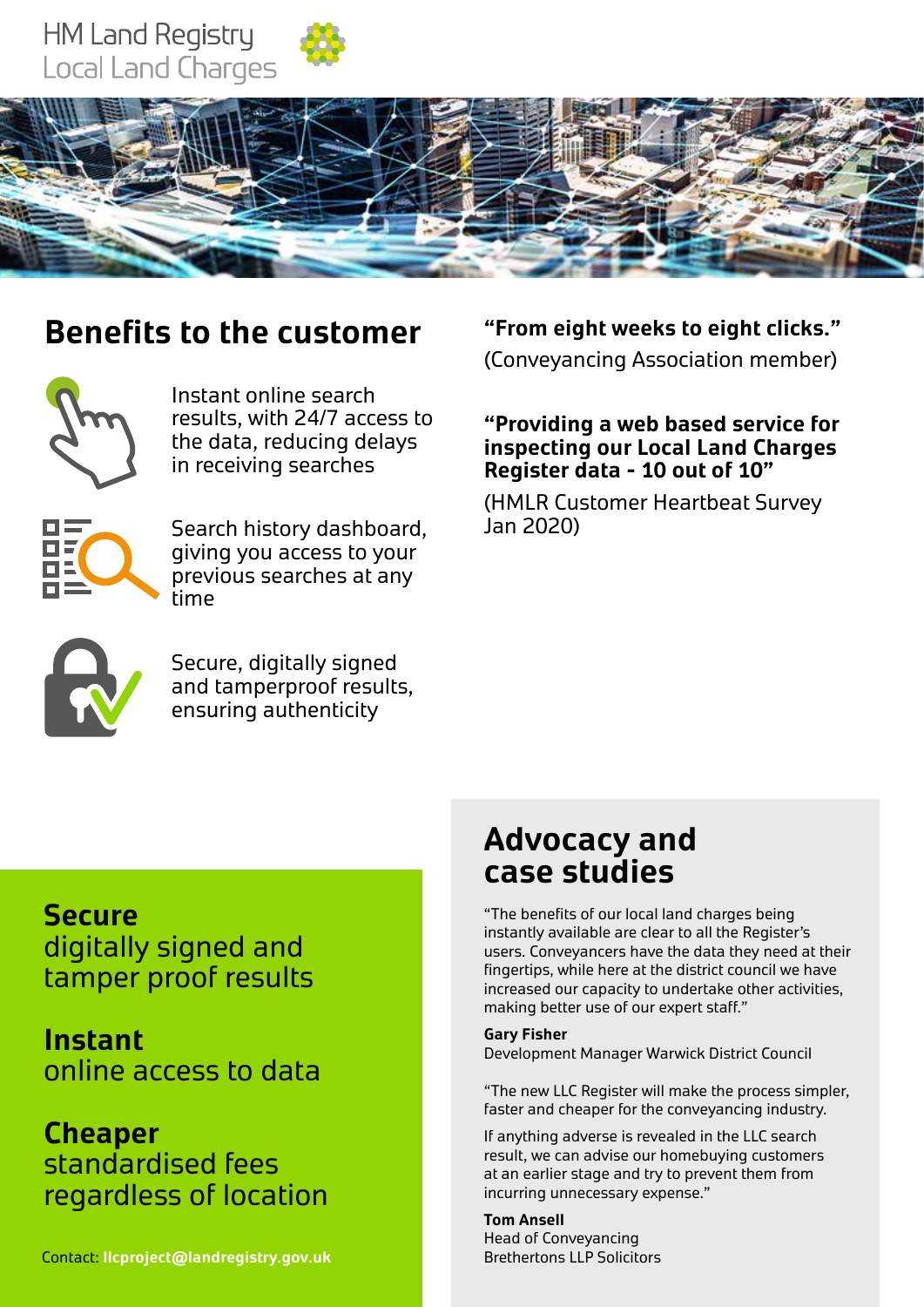HM Land Registry
Local Land Charges

## Benefits to the customer

Instant online search results, with 24/7 access to the data, reducing delays in receiving searches

Search history dashboard, giving you access to your previous searches at any time

Secure, digitally signed and tamperproof results, ensuring authenticity

**"From eight weeks to eight clicks."**
(Conveyancing Association member)

**"Providing a web based service for inspecting our Local Land Charges Register data - 10 out of 10"**

(HMLR Customer Heartbeat Survey Jan 2020)

**Secure**
digitally signed and tamper proof results

**Instant**
online access to data

**Cheaper**
standardised fees regardless of location

Contact: **llcproject@landregistry.gov.uk**

## Advocacy and case studies

"The benefits of our local land charges being instantly available are clear to all the Register's users. Conveyancers have the data they need at their fingertips, while here at the district council we have increased our capacity to undertake other activities, making better use of our expert staff."

**Gary Fisher**
Development Manager Warwick District Council

"The new LLC Register will make the process simpler, faster and cheaper for the conveyancing industry.

If anything adverse is revealed in the LLC search result, we can advise our homebuying customers at an earlier stage and try to prevent them from incurring unnecessary expense."

**Tom Ansell**
Head of Conveyancing
Brethertons LLP Solicitors